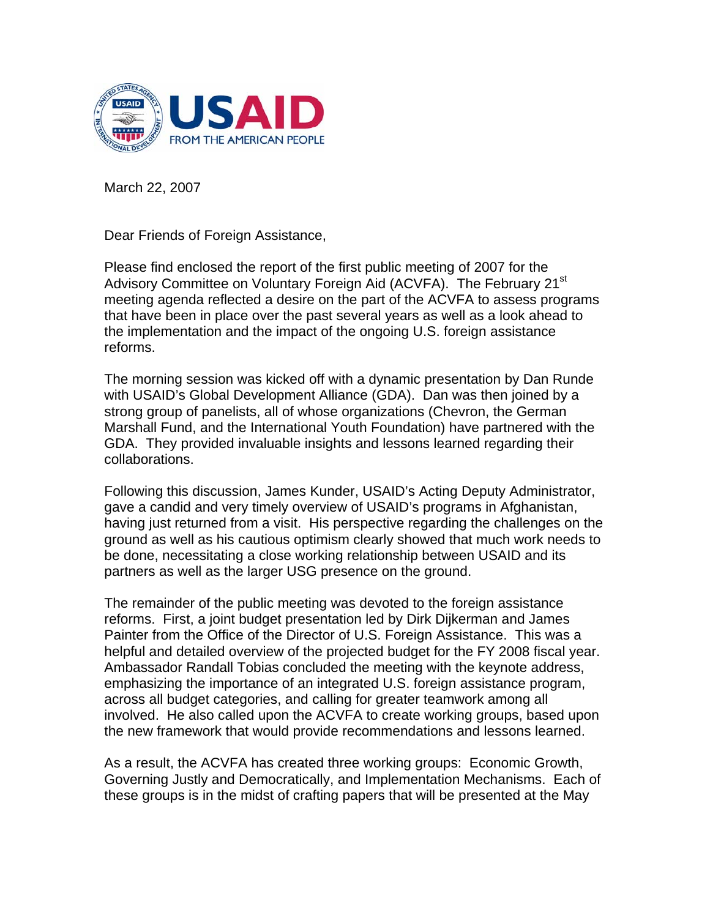March 22, 2007

Dear Friends of Foreign Assistance,

Please find enclosed the report of the first public meeting of 2007 for the Advisory Committee on Voluntary Foreign Aid (ACVFA). The February 21st meeting agenda reflected a desire on the part of the ACVFA to assess programs that have been in place over the past several years as well as a look ahead to the implementation and the impact of the ongoing U.S. foreign assistance reforms.

The morning session was kicked off with a dynamic presentation by Dan Runde with USAID's Global Development Alliance (GDA). Dan was then joined by a strong group of panelists, all of whose organizations (Chevron, the German Marshall Fund, and the International Youth Foundation) have partnered with the GDA. They provided invaluable insights and lessons learned regarding their collaborations.

Following this discussion, James Kunder, USAID's Acting Deputy Administrator, gave a candid and very timely overview of USAID's programs in Afghanistan, having just returned from a visit. His perspective regarding the challenges on the ground as well as his cautious optimism clearly showed that much work needs to be done, necessitating a close working relationship between USAID and its partners as well as the larger USG presence on the ground.

The remainder of the public meeting was devoted to the foreign assistance reforms. First, a joint budget presentation led by Dirk Dijkerman and James Painter from the Office of the Director of U.S. Foreign Assistance. This was a helpful and detailed overview of the projected budget for the FY 2008 fiscal year. Ambassador Randall Tobias concluded the meeting with the keynote address, emphasizing the importance of an integrated U.S. foreign assistance program, across all budget categories, and calling for greater teamwork among all involved. He also called upon the ACVFA to create working groups, based upon the new framework that would provide recommendations and lessons learned.

As a result, the ACVFA has created three working groups: Economic Growth, Governing Justly and Democratically, and Implementation Mechanisms. Each of these groups is in the midst of crafting papers that will be presented at the May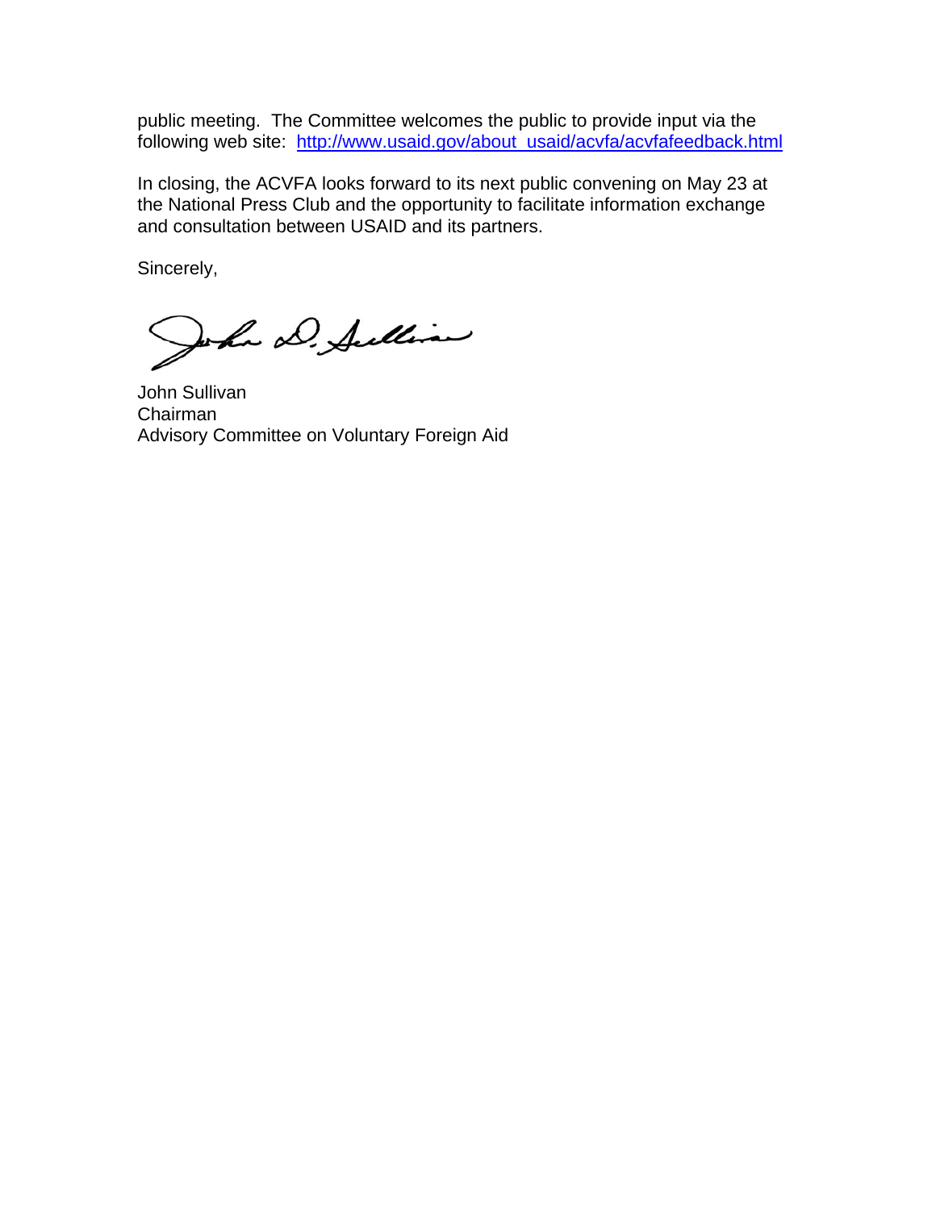public meeting. The Committee welcomes the public to provide input via the following web site: http://www.usaid.gov/about_usaid/acvfa/acvfafeedback.html

In closing, the ACVFA looks forward to its next public convening on May 23 at the National Press Club and the opportunity to facilitate information exchange and consultation between USAID and its partners.

Sincerely,

John Sullivan
Chairman
Advisory Committee on Voluntary Foreign Aid